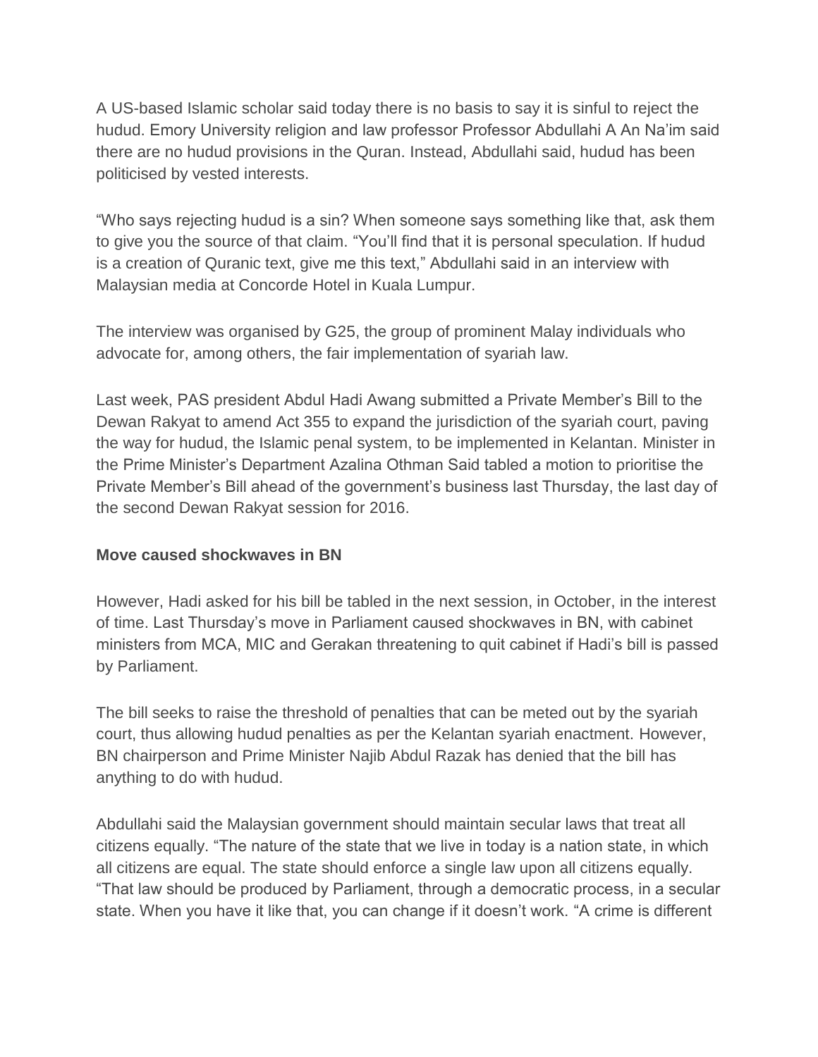A US-based Islamic scholar said today there is no basis to say it is sinful to reject the hudud. Emory University religion and law professor Professor Abdullahi A An Na'im said there are no hudud provisions in the Quran. Instead, Abdullahi said, hudud has been politicised by vested interests.

"Who says rejecting hudud is a sin? When someone says something like that, ask them to give you the source of that claim. "You'll find that it is personal speculation. If hudud is a creation of Quranic text, give me this text," Abdullahi said in an interview with Malaysian media at Concorde Hotel in Kuala Lumpur.

The interview was organised by G25, the group of prominent Malay individuals who advocate for, among others, the fair implementation of syariah law.

Last week, PAS president Abdul Hadi Awang submitted a Private Member's Bill to the Dewan Rakyat to amend Act 355 to expand the jurisdiction of the syariah court, paving the way for hudud, the Islamic penal system, to be implemented in Kelantan. Minister in the Prime Minister's Department Azalina Othman Said tabled a motion to prioritise the Private Member's Bill ahead of the government's business last Thursday, the last day of the second Dewan Rakyat session for 2016.

**Move caused shockwaves in BN**

However, Hadi asked for his bill be tabled in the next session, in October, in the interest of time. Last Thursday's move in Parliament caused shockwaves in BN, with cabinet ministers from MCA, MIC and Gerakan threatening to quit cabinet if Hadi's bill is passed by Parliament.

The bill seeks to raise the threshold of penalties that can be meted out by the syariah court, thus allowing hudud penalties as per the Kelantan syariah enactment. However, BN chairperson and Prime Minister Najib Abdul Razak has denied that the bill has anything to do with hudud.

Abdullahi said the Malaysian government should maintain secular laws that treat all citizens equally. "The nature of the state that we live in today is a nation state, in which all citizens are equal. The state should enforce a single law upon all citizens equally. "That law should be produced by Parliament, through a democratic process, in a secular state. When you have it like that, you can change if it doesn't work. "A crime is different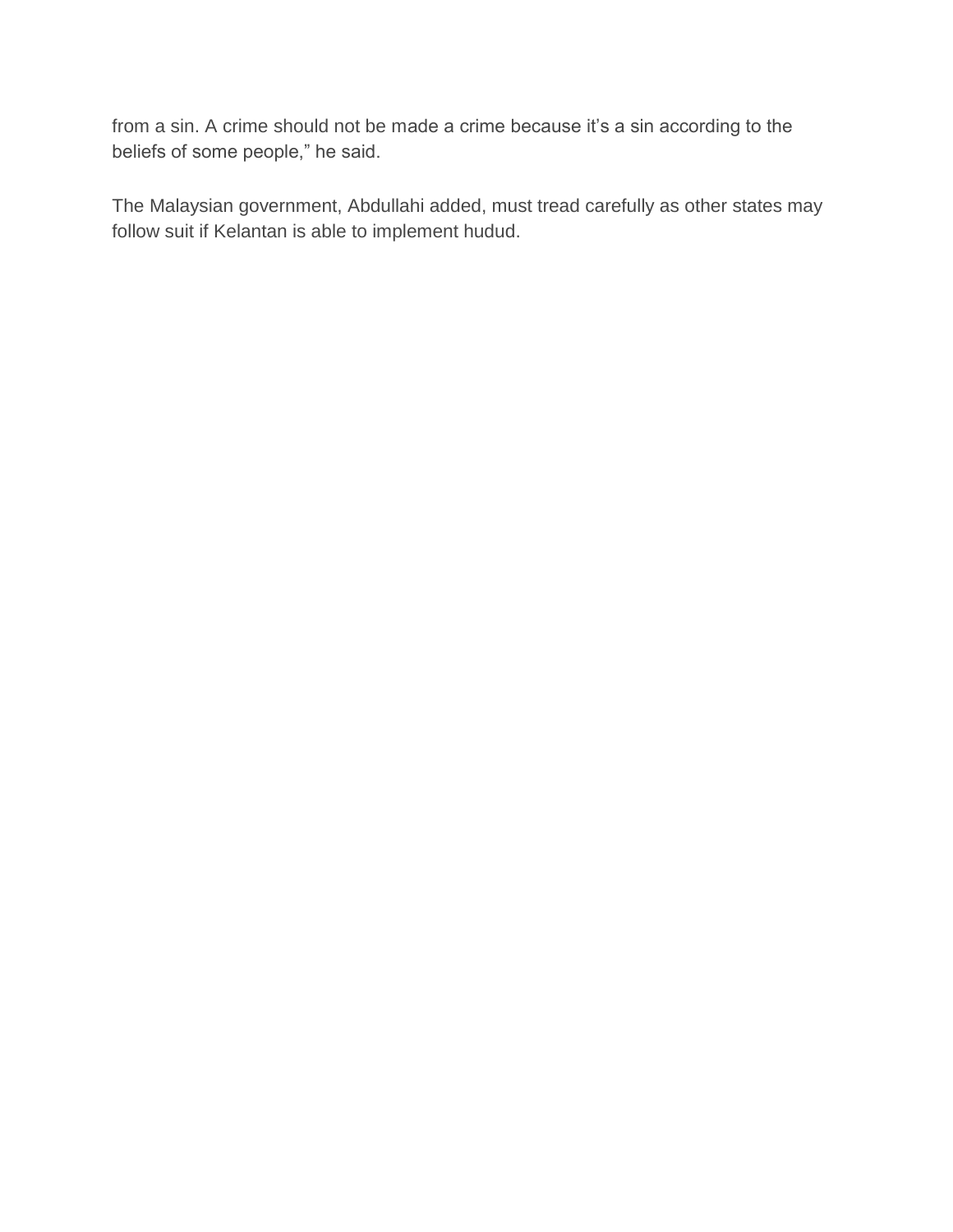from a sin. A crime should not be made a crime because it's a sin according to the beliefs of some people," he said.

The Malaysian government, Abdullahi added, must tread carefully as other states may follow suit if Kelantan is able to implement hudud.